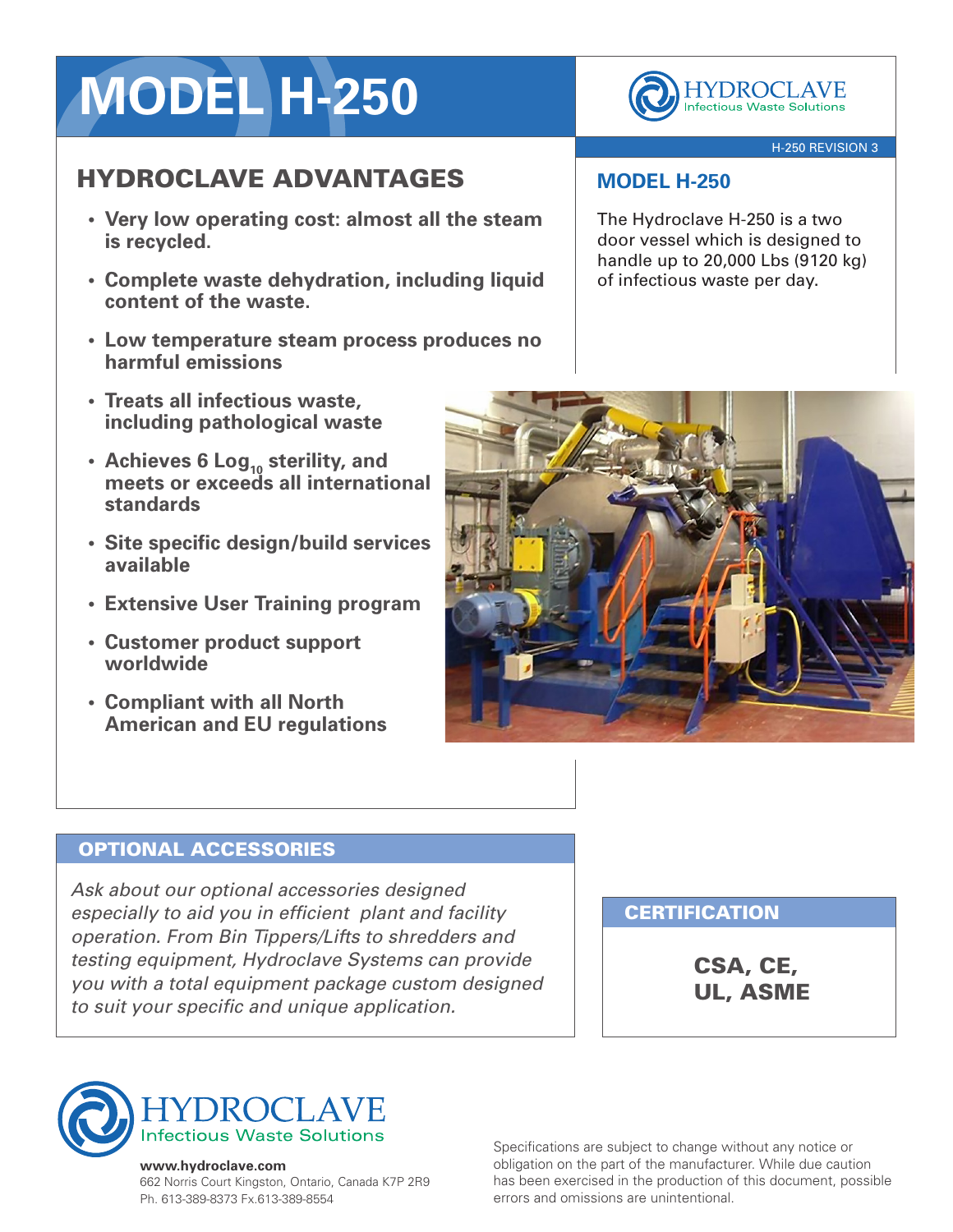# MODEL H-250

HYDROCLAVE
Infectious Waste Solutions

H-250 REVISION 3

## HYDROCLAVE ADVANTAGES

- **Very low operating cost: almost all the steam is recycled.**
- **Complete waste dehydration, including liquid content of the waste.**
- **Low temperature steam process produces no harmful emissions**
- **Treats all infectious waste, including pathological waste**
- **Achieves 6 $Log_{10}$ sterility, and meets or exceeds all international standards**
- **Site specific design/build services available**
- **Extensive User Training program**
- **Customer product support worldwide**
- **Compliant with all North American and EU regulations**

## MODEL H-250

The Hydroclave H-250 is a two door vessel which is designed to handle up to 20,000 Lbs (9120 kg) of infectious waste per day.

## OPTIONAL ACCESSORIES

*Ask about our optional accessories designed especially to aid you in efficient plant and facility operation. From Bin Tippers/Lifts to shredders and testing equipment, Hydroclave Systems can provide you with a total equipment package custom designed to suit your specific and unique application.*

## CERTIFICATION

**CSA, CE, UL, ASME**

HYDROCLAVE
Infectious Waste Solutions

**www.hydroclave.com**
662 Norris Court Kingston, Ontario, Canada K7P 2R9
Ph. 613-389-8373 Fx.613-389-8554

Specifications are subject to change without any notice or obligation on the part of the manufacturer. While due caution has been exercised in the production of this document, possible errors and omissions are unintentional.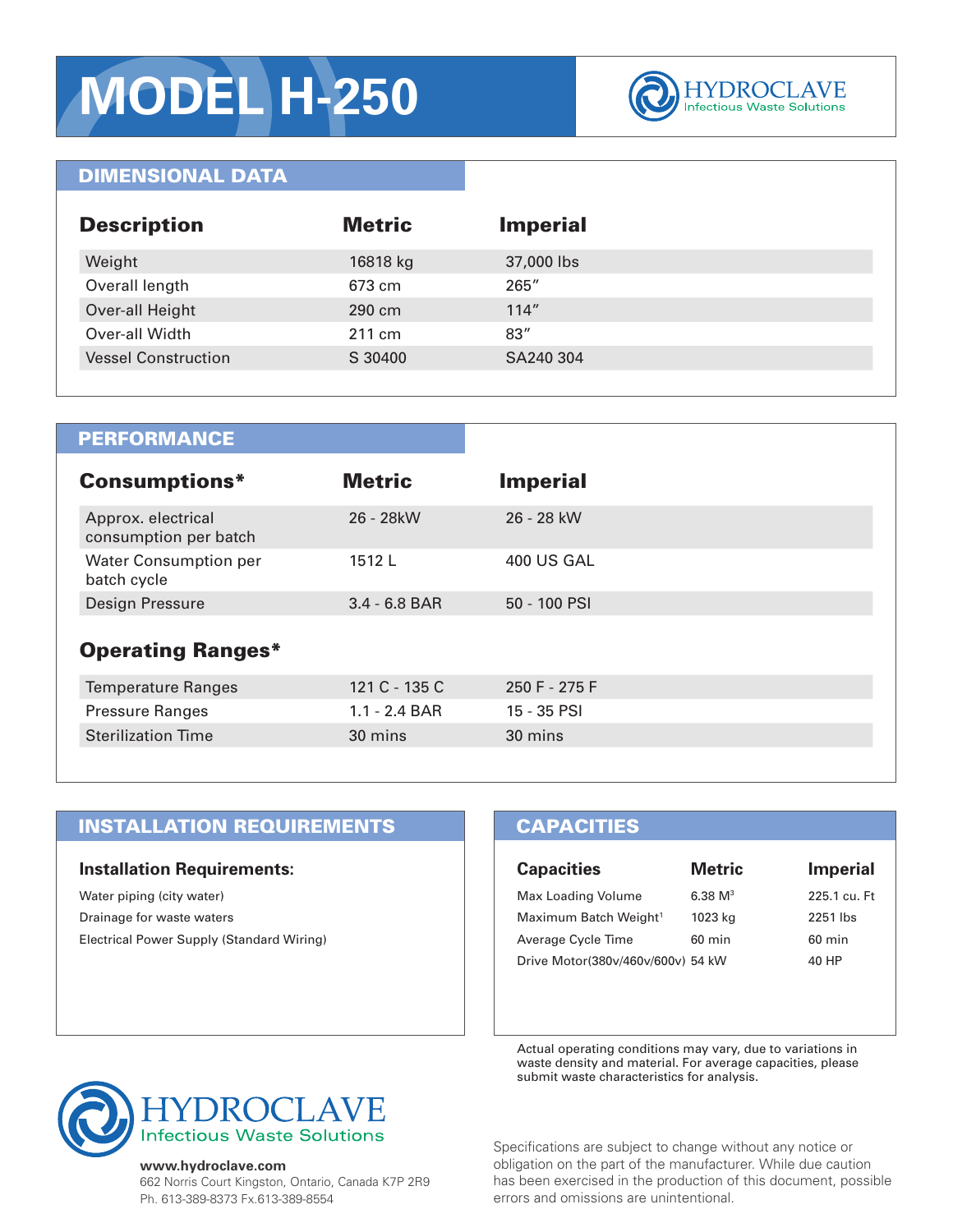# MODEL H-250

HYDROCLAVE
Infectious Waste Solutions

## DIMENSIONAL DATA

| Description | Metric | Imperial |
|---|---|---|
| Weight | 16818 kg | 37,000 lbs |
| Overall length | 673 cm | 265″ |
| Over-all Height | 290 cm | 114″ |
| Over-all Width | 211 cm | 83″ |
| Vessel Construction | S 30400 | SA240 304 |

## PERFORMANCE

| Consumptions* | Metric | Imperial |
|---|---|---|
| Approx. electrical consumption per batch | 26 - 28kW | 26 - 28 kW |
| Water Consumption per batch cycle | 1512 L | 400 US GAL |
| Design Pressure | 3.4 - 6.8 BAR | 50 - 100 PSI |

### Operating Ranges*

| | | |
|---|---|---|
| Temperature Ranges | 121 C - 135 C | 250 F - 275 F |
| Pressure Ranges | 1.1 - 2.4 BAR | 15 - 35 PSI |
| Sterilization Time | 30 mins | 30 mins |

## INSTALLATION REQUIREMENTS

**Installation Requirements:**

Water piping (city water)
Drainage for waste waters
Electrical Power Supply (Standard Wiring)

## CAPACITIES

| Capacities | Metric | Imperial |
|---|---|---|
| Max Loading Volume | 6.38 $M^3$ | 225.1 cu. Ft |
| Maximum Batch Weight[1] | 1023 kg | 2251 lbs |
| Average Cycle Time | 60 min | 60 min |
| Drive Motor(380v/460v/600v) | 54 kW | 40 HP |

Actual operating conditions may vary, due to variations in waste density and material. For average capacities, please submit waste characteristics for analysis.

HYDROCLAVE
Infectious Waste Solutions

**www.hydroclave.com**
662 Norris Court Kingston, Ontario, Canada K7P 2R9
Ph. 613-389-8373 Fx.613-389-8554

Specifications are subject to change without any notice or obligation on the part of the manufacturer. While due caution has been exercised in the production of this document, possible errors and omissions are unintentional.